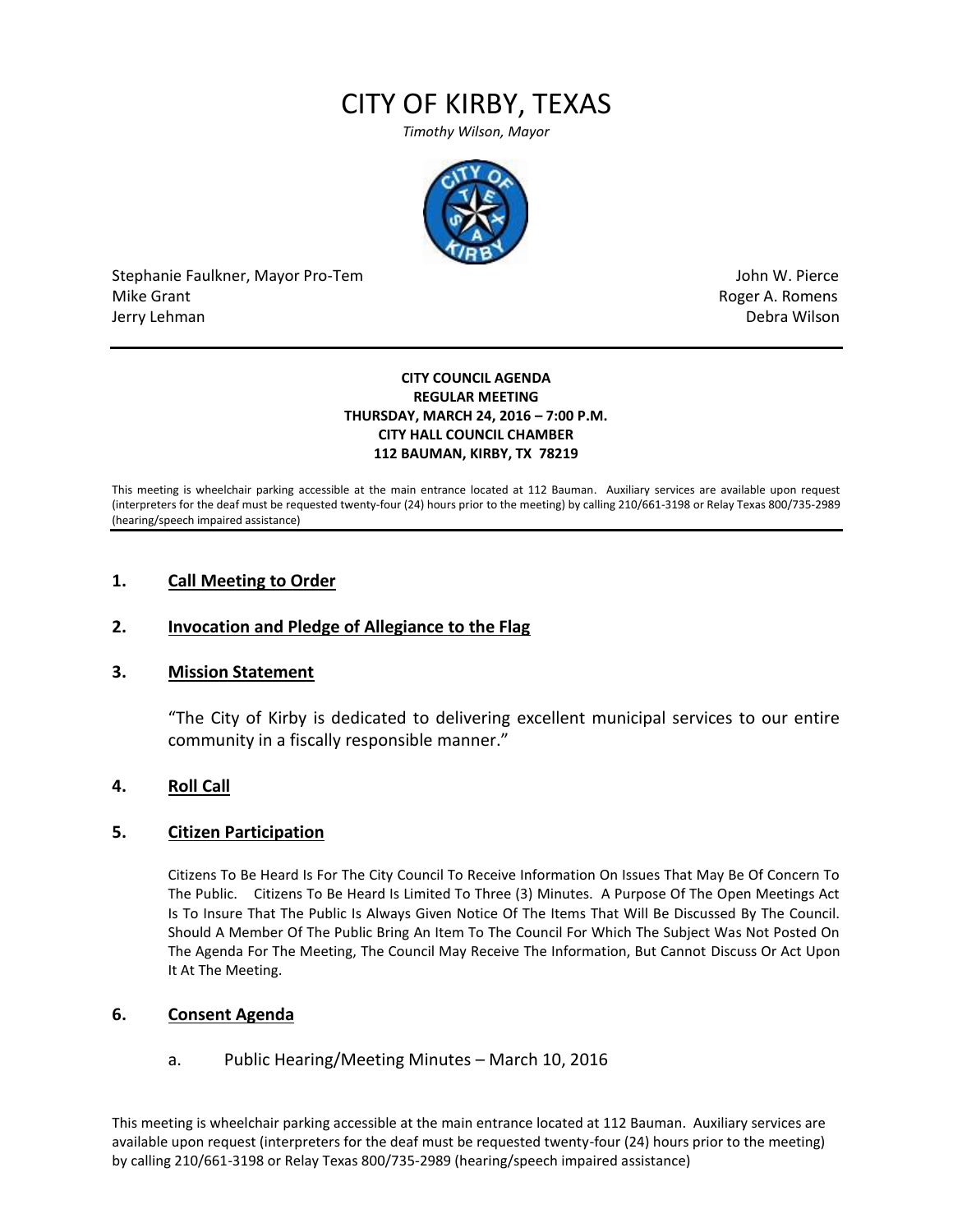# CITY OF KIRBY, TEXAS

*Timothy Wilson, Mayor*

Stephanie Faulkner, Mayor Pro-Tem
Mike Grant
Jerry Lehman

John W. Pierce
Roger A. Romens
Debra Wilson

---

**CITY COUNCIL AGENDA**
**REGULAR MEETING**
**THURSDAY, MARCH 24, 2016 – 7:00 P.M.**
**CITY HALL COUNCIL CHAMBER**
**112 BAUMAN, KIRBY, TX 78219**

This meeting is wheelchair parking accessible at the main entrance located at 112 Bauman. Auxiliary services are available upon request (interpreters for the deaf must be requested twenty-four (24) hours prior to the meeting) by calling 210/661-3198 or Relay Texas 800/735-2989 (hearing/speech impaired assistance)

---

## 1. Call Meeting to Order

## 2. Invocation and Pledge of Allegiance to the Flag

## 3. Mission Statement

"The City of Kirby is dedicated to delivering excellent municipal services to our entire community in a fiscally responsible manner."

## 4. Roll Call

## 5. Citizen Participation

Citizens To Be Heard Is For The City Council To Receive Information On Issues That May Be Of Concern To The Public. Citizens To Be Heard Is Limited To Three (3) Minutes. A Purpose Of The Open Meetings Act Is To Insure That The Public Is Always Given Notice Of The Items That Will Be Discussed By The Council. Should A Member Of The Public Bring An Item To The Council For Which The Subject Was Not Posted On The Agenda For The Meeting, The Council May Receive The Information, But Cannot Discuss Or Act Upon It At The Meeting.

## 6. Consent Agenda

a. Public Hearing/Meeting Minutes – March 10, 2016

This meeting is wheelchair parking accessible at the main entrance located at 112 Bauman. Auxiliary services are available upon request (interpreters for the deaf must be requested twenty-four (24) hours prior to the meeting) by calling 210/661-3198 or Relay Texas 800/735-2989 (hearing/speech impaired assistance)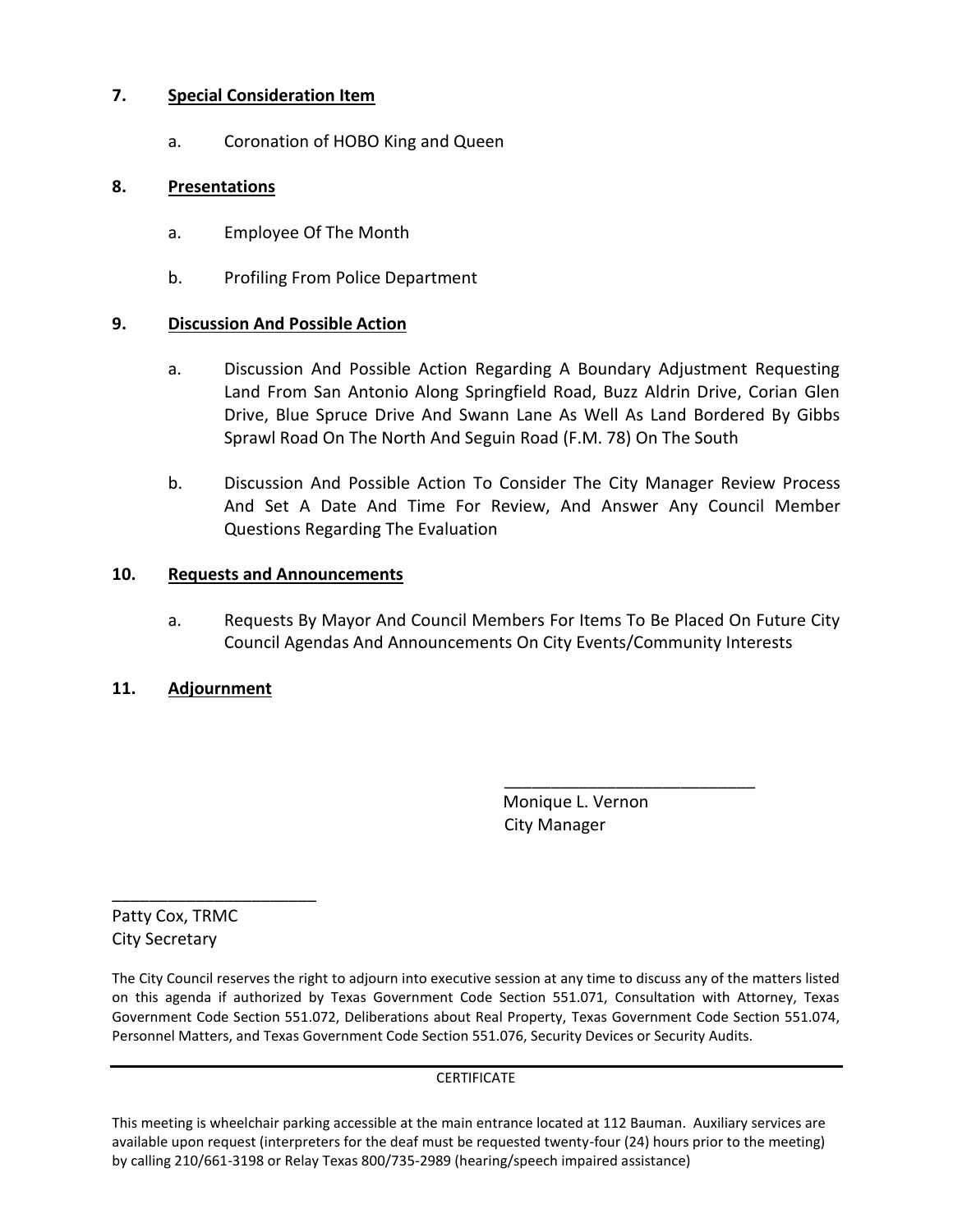**7. Special Consideration Item**

a. Coronation of HOBO King and Queen

**8. Presentations**

a. Employee Of The Month

b. Profiling From Police Department

**9. Discussion And Possible Action**

a. Discussion And Possible Action Regarding A Boundary Adjustment Requesting Land From San Antonio Along Springfield Road, Buzz Aldrin Drive, Corian Glen Drive, Blue Spruce Drive And Swann Lane As Well As Land Bordered By Gibbs Sprawl Road On The North And Seguin Road (F.M. 78) On The South

b. Discussion And Possible Action To Consider The City Manager Review Process And Set A Date And Time For Review, And Answer Any Council Member Questions Regarding The Evaluation

**10. Requests and Announcements**

a. Requests By Mayor And Council Members For Items To Be Placed On Future City Council Agendas And Announcements On City Events/Community Interests

**11. Adjournment**

\_\_\_\_\_\_\_\_\_\_\_\_\_\_\_\_\_\_\_\_\_\_\_\_\_\_\_\_
Monique L. Vernon
City Manager

\_\_\_\_\_\_\_\_\_\_\_\_\_\_\_\_\_\_\_\_\_\_\_
Patty Cox, TRMC
City Secretary

The City Council reserves the right to adjourn into executive session at any time to discuss any of the matters listed on this agenda if authorized by Texas Government Code Section 551.071, Consultation with Attorney, Texas Government Code Section 551.072, Deliberations about Real Property, Texas Government Code Section 551.074, Personnel Matters, and Texas Government Code Section 551.076, Security Devices or Security Audits.

---

CERTIFICATE

This meeting is wheelchair parking accessible at the main entrance located at 112 Bauman. Auxiliary services are available upon request (interpreters for the deaf must be requested twenty-four (24) hours prior to the meeting) by calling 210/661-3198 or Relay Texas 800/735-2989 (hearing/speech impaired assistance)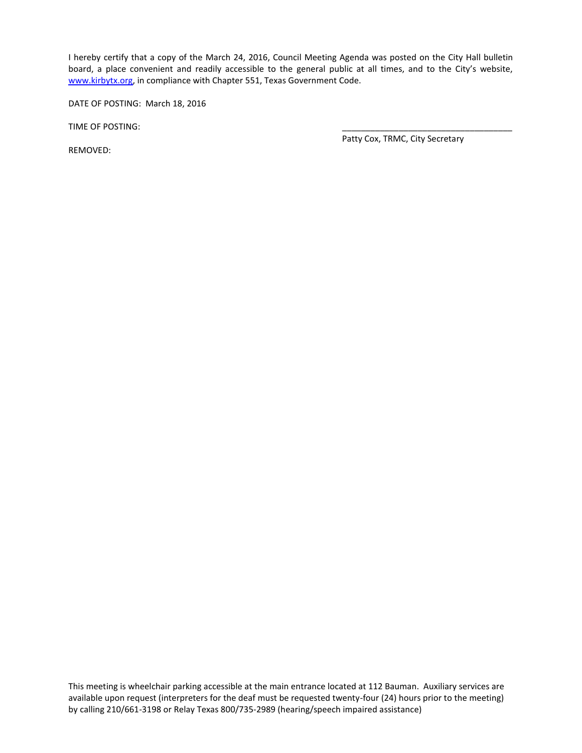I hereby certify that a copy of the March 24, 2016, Council Meeting Agenda was posted on the City Hall bulletin board, a place convenient and readily accessible to the general public at all times, and to the City's website, [www.kirbytx.org](http://www.kirbytx.org), in compliance with Chapter 551, Texas Government Code.

DATE OF POSTING: March 18, 2016

TIME OF POSTING:

\_\_\_\_\_\_\_\_\_\_\_\_\_\_\_\_\_\_\_\_\_\_\_\_\_\_\_\_\_\_\_\_\_\_\_\_
Patty Cox, TRMC, City Secretary

REMOVED:

This meeting is wheelchair parking accessible at the main entrance located at 112 Bauman. Auxiliary services are available upon request (interpreters for the deaf must be requested twenty-four (24) hours prior to the meeting) by calling 210/661-3198 or Relay Texas 800/735-2989 (hearing/speech impaired assistance)